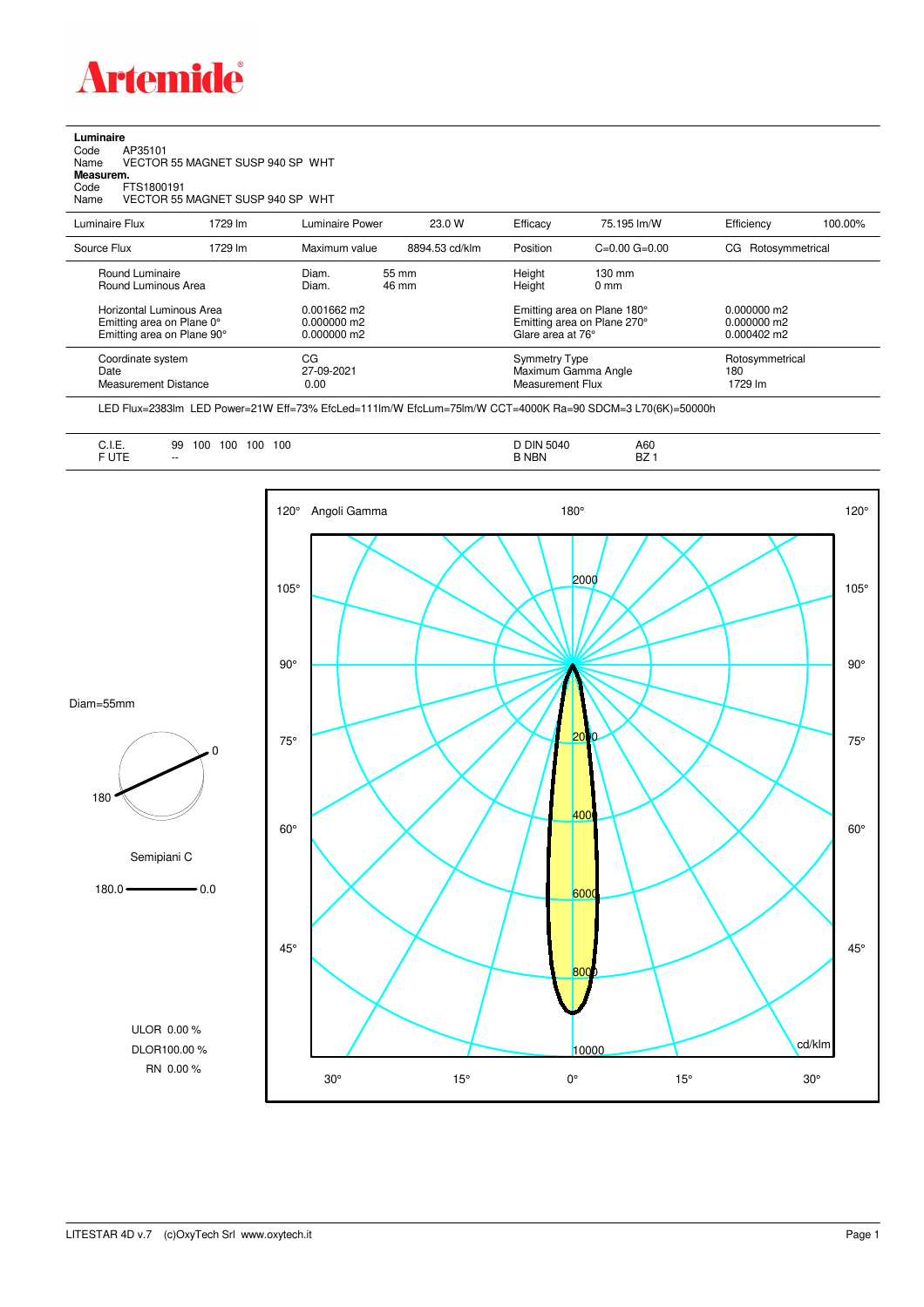# Artemide

**Luminaire**

Code AP35101
Name VECTOR 55 MAGNET SUSP 940 SP WHT

**Measurem.**

Code FTS1800191
Name VECTOR 55 MAGNET SUSP 940 SP WHT

| Luminaire Flux | 1729 lm | Luminaire Power | 23.0 W | Efficacy | 75.195 lm/W | Efficiency | 100.00% |
|---|---|---|---|---|---|---|---|
| Source Flux | 1729 lm | Maximum value | 8894.53 cd/klm | Position | C=0.00 G=0.00 | CG | Rotosymmetrical |

| | | | | |
|---|---|---|---|---|
| Round Luminaire | Diam. 55 mm | Height | 130 mm | |
| Round Luminous Area | Diam. 46 mm | Height | 0 mm | |
| Horizontal Luminous Area | 0.001662 m2 | Emitting area on Plane 180° | | 0.000000 m2 |
| Emitting area on Plane 0° | 0.000000 m2 | Emitting area on Plane 270° | | 0.000000 m2 |
| Emitting area on Plane 90° | 0.000000 m2 | Glare area at 76° | | 0.000402 m2 |

| | | | |
|---|---|---|---|
| Coordinate system | CG | Symmetry Type | Rotosymmetrical |
| Date | 27-09-2021 | Maximum Gamma Angle | 180 |
| Measurement Distance | 0.00 | Measurement Flux | 1729 lm |

LED Flux=2383lm LED Power=21W Eff=73% EfcLed=111lm/W EfcLum=75lm/W CCT=4000K Ra=90 SDCM=3 L70(6K)=50000h

| | | | |
|---|---|---|---|
| C.I.E. | 99 100 100 100 100 | D DIN 5040 | A60 |
| F UTE | -- | B NBN | BZ 1 |

Diam=55mm

Semipiani C

180.0 — 0.0

ULOR 0.00 %
DLOR100.00 %
RN 0.00 %

Angoli Gamma

cd/klm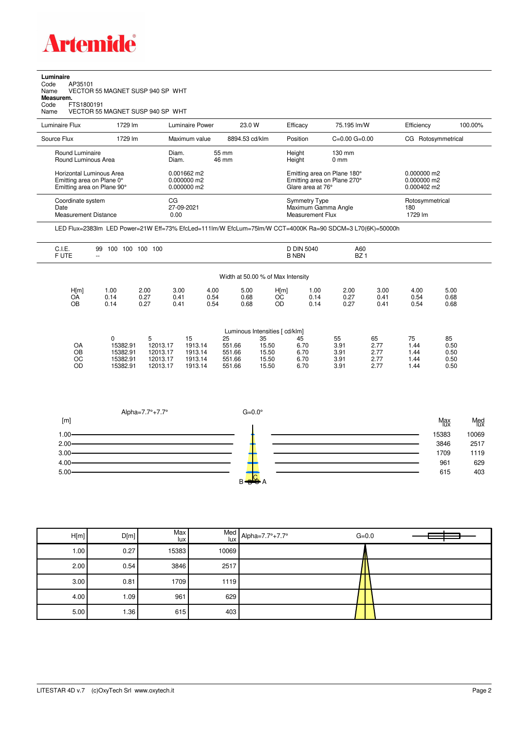**Artemide**

**Luminaire**
Code AP35101
Name VECTOR 55 MAGNET SUSP 940 SP WHT
**Measurem.**
Code FTS1800191
Name VECTOR 55 MAGNET SUSP 940 SP WHT

| | | | | | | | |
|---|---|---|---|---|---|---|---|
| Luminaire Flux | 1729 lm | Luminaire Power | 23.0 W | Efficacy | 75.195 lm/W | Efficiency | 100.00% |
| Source Flux | 1729 lm | Maximum value | 8894.53 cd/klm | Position | C=0.00 G=0.00 | CG | Rotosymmetrical |

| | | | | | |
|---|---|---|---|---|---|
| Round Luminaire | Diam. | 55 mm | Height | 130 mm | |
| Round Luminous Area | Diam. | 46 mm | Height | 0 mm | |
| Horizontal Luminous Area | 0.001662 m2 | | Emitting area on Plane 180° | | 0.000000 m2 |
| Emitting area on Plane 0° | 0.000000 m2 | | Emitting area on Plane 270° | | 0.000000 m2 |
| Emitting area on Plane 90° | 0.000000 m2 | | Glare area at 76° | | 0.000402 m2 |

| | | | |
|---|---|---|---|
| Coordinate system | CG | Symmetry Type | Rotosymmetrical |
| Date | 27-09-2021 | Maximum Gamma Angle | 180 |
| Measurement Distance | 0.00 | Measurement Flux | 1729 lm |

LED Flux=2383lm LED Power=21W Eff=73% EfcLed=111lm/W EfcLum=75lm/W CCT=4000K Ra=90 SDCM=3 L70(6K)=50000h

| | | | |
|---|---|---|---|
| C.I.E. | 99 100 100 100 100 | D DIN 5040 | A60 |
| F UTE | -- | B NBN | BZ 1 |

Width at 50.00 % of Max Intensity

| H[m] | 1.00 | 2.00 | 3.00 | 4.00 | 5.00 | H[m] | 1.00 | 2.00 | 3.00 | 4.00 | 5.00 |
|---|---|---|---|---|---|---|---|---|---|---|---|
| OA | 0.14 | 0.27 | 0.41 | 0.54 | 0.68 | OC | 0.14 | 0.27 | 0.41 | 0.54 | 0.68 |
| OB | 0.14 | 0.27 | 0.41 | 0.54 | 0.68 | OD | 0.14 | 0.27 | 0.41 | 0.54 | 0.68 |

Luminous Intensities [ cd/klm]

| | 0 | 5 | 15 | 25 | 35 | 45 | 55 | 65 | 75 | 85 |
|---|---|---|---|---|---|---|---|---|---|---|
| OA | 15382.91 | 12013.17 | 1913.14 | 551.66 | 15.50 | 6.70 | 3.91 | 2.77 | 1.44 | 0.50 |
| OB | 15382.91 | 12013.17 | 1913.14 | 551.66 | 15.50 | 6.70 | 3.91 | 2.77 | 1.44 | 0.50 |
| OC | 15382.91 | 12013.17 | 1913.14 | 551.66 | 15.50 | 6.70 | 3.91 | 2.77 | 1.44 | 0.50 |
| OD | 15382.91 | 12013.17 | 1913.14 | 551.66 | 15.50 | 6.70 | 3.91 | 2.77 | 1.44 | 0.50 |

Alpha=7.7°+7.7°
G=0.0°
[m]
1.00
2.00
3.00
4.00
5.00
B D C A
Max lux
15383
3846
1709
961
615
Med lux
10069
2517
1119
629
403

| H[m] | D[m] | Max lux | Med lux | Alpha=7.7°+7.7° G=0.0 |
|---|---|---|---|---|
| 1.00 | 0.27 | 15383 | 10069 | |
| 2.00 | 0.54 | 3846 | 2517 | |
| 3.00 | 0.81 | 1709 | 1119 | |
| 4.00 | 1.09 | 961 | 629 | |
| 5.00 | 1.36 | 615 | 403 | |

LITESTAR 4D v.7 (c)OxyTech Srl www.oxytech.it